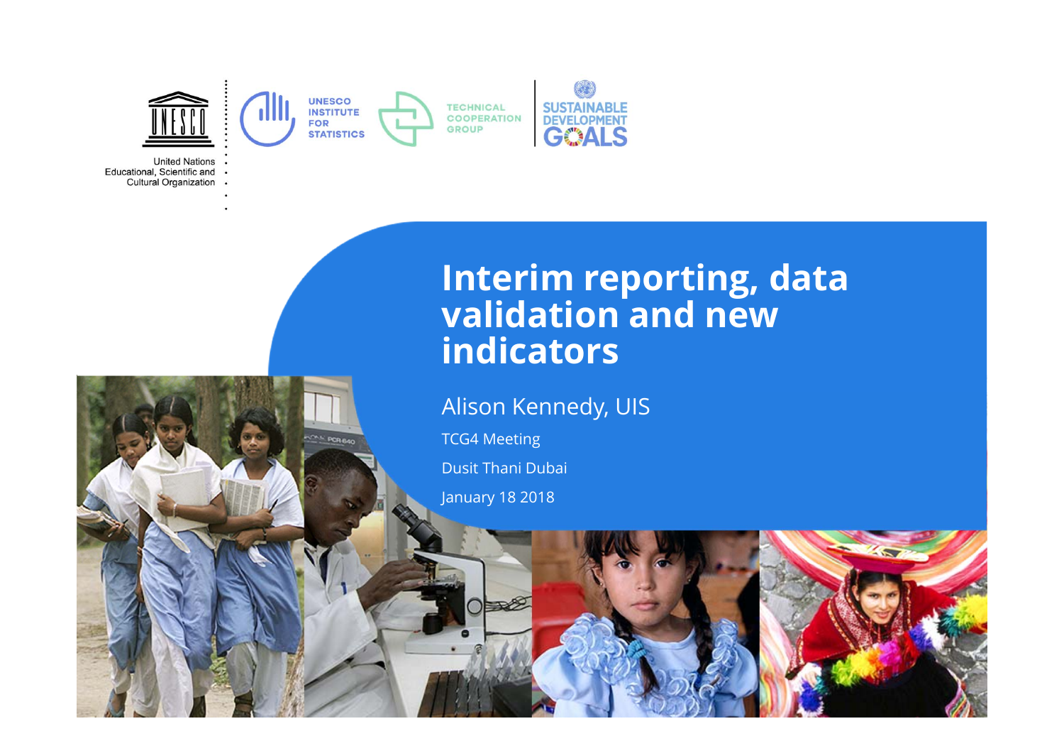United Nations Educational, Scientific and Cultural Organization

UNESCO INSTITUTE FOR STATISTICS

TECHNICAL COOPERATION GROUP

SUSTAINABLE DEVELOPMENT GOALS

# Interim reporting, data validation and new indicators

Alison Kennedy, UIS

TCG4 Meeting

Dusit Thani Dubai

January 18 2018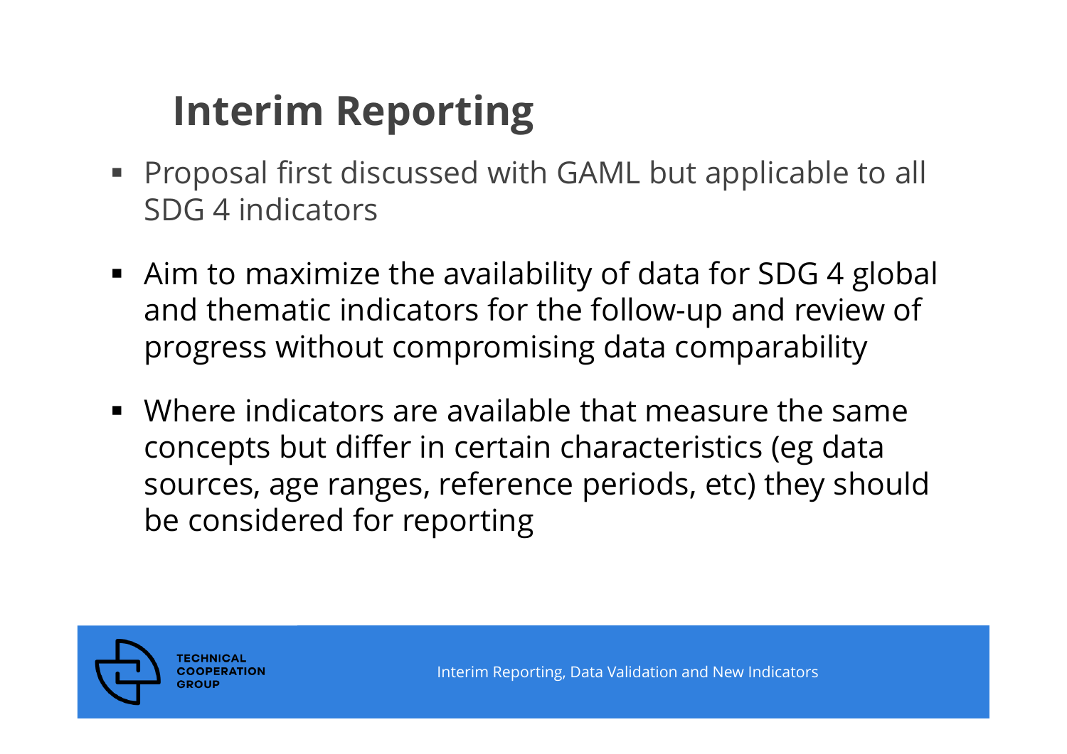# Interim Reporting

- Proposal first discussed with GAML but applicable to all SDG 4 indicators
- Aim to maximize the availability of data for SDG 4 global and thematic indicators for the follow-up and review of progress without compromising data comparability
- Where indicators are available that measure the same concepts but differ in certain characteristics (eg data sources, age ranges, reference periods, etc) they should be considered for reporting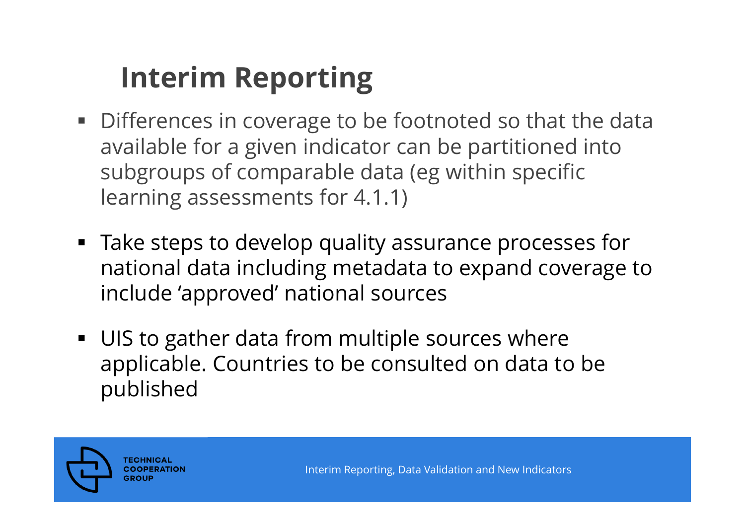# Interim Reporting

- Differences in coverage to be footnoted so that the data available for a given indicator can be partitioned into subgroups of comparable data (eg within specific learning assessments for 4.1.1)

- Take steps to develop quality assurance processes for national data including metadata to expand coverage to include 'approved' national sources

- UIS to gather data from multiple sources where applicable. Countries to be consulted on data to be published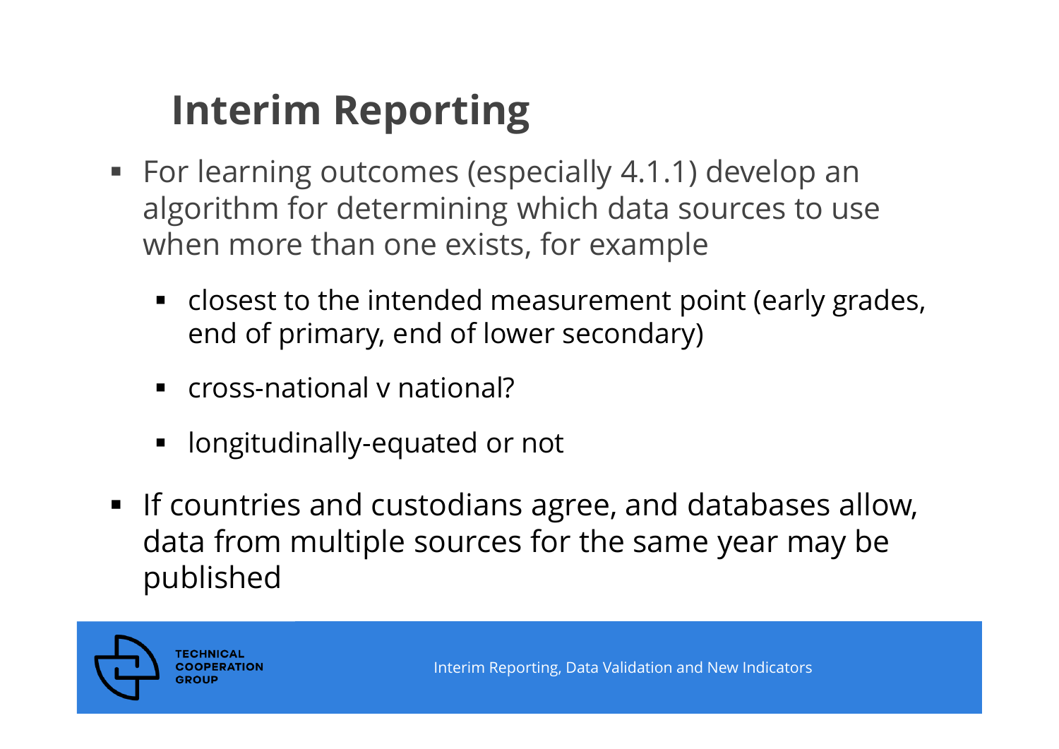# Interim Reporting

- For learning outcomes (especially 4.1.1) develop an algorithm for determining which data sources to use when more than one exists, for example
  - closest to the intended measurement point (early grades, end of primary, end of lower secondary)
  - cross-national v national?
  - longitudinally-equated or not
- If countries and custodians agree, and databases allow, data from multiple sources for the same year may be published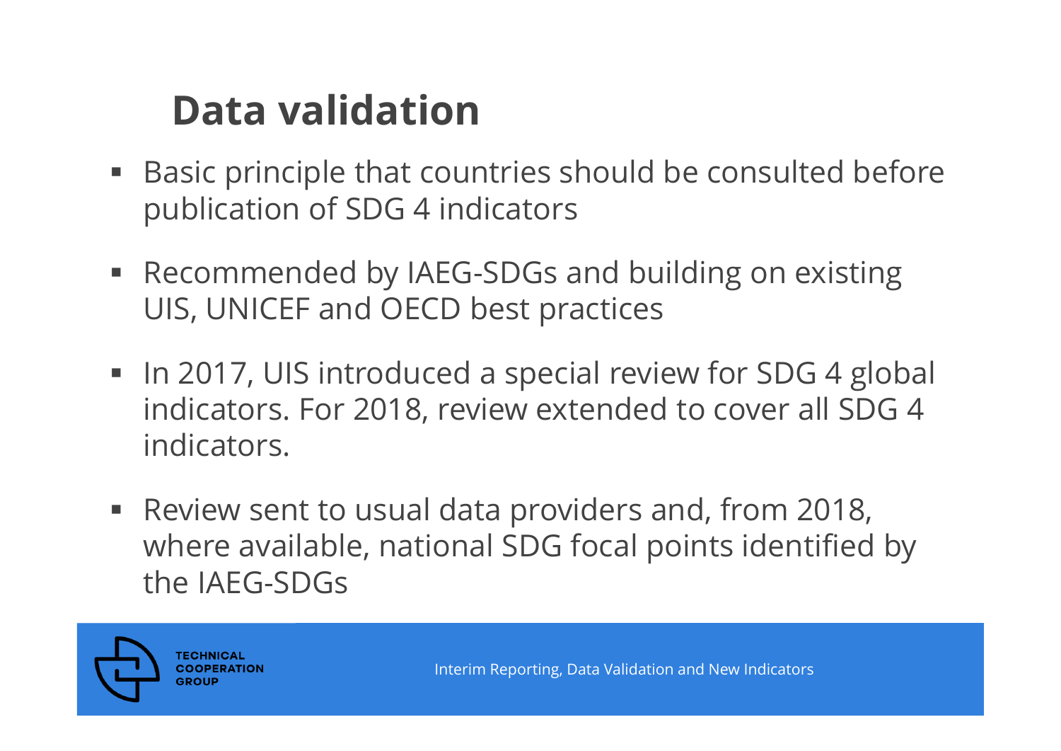# Data validation

- Basic principle that countries should be consulted before publication of SDG 4 indicators
- Recommended by IAEG-SDGs and building on existing UIS, UNICEF and OECD best practices
- In 2017, UIS introduced a special review for SDG 4 global indicators. For 2018, review extended to cover all SDG 4 indicators.
- Review sent to usual data providers and, from 2018, where available, national SDG focal points identified by the IAEG-SDGs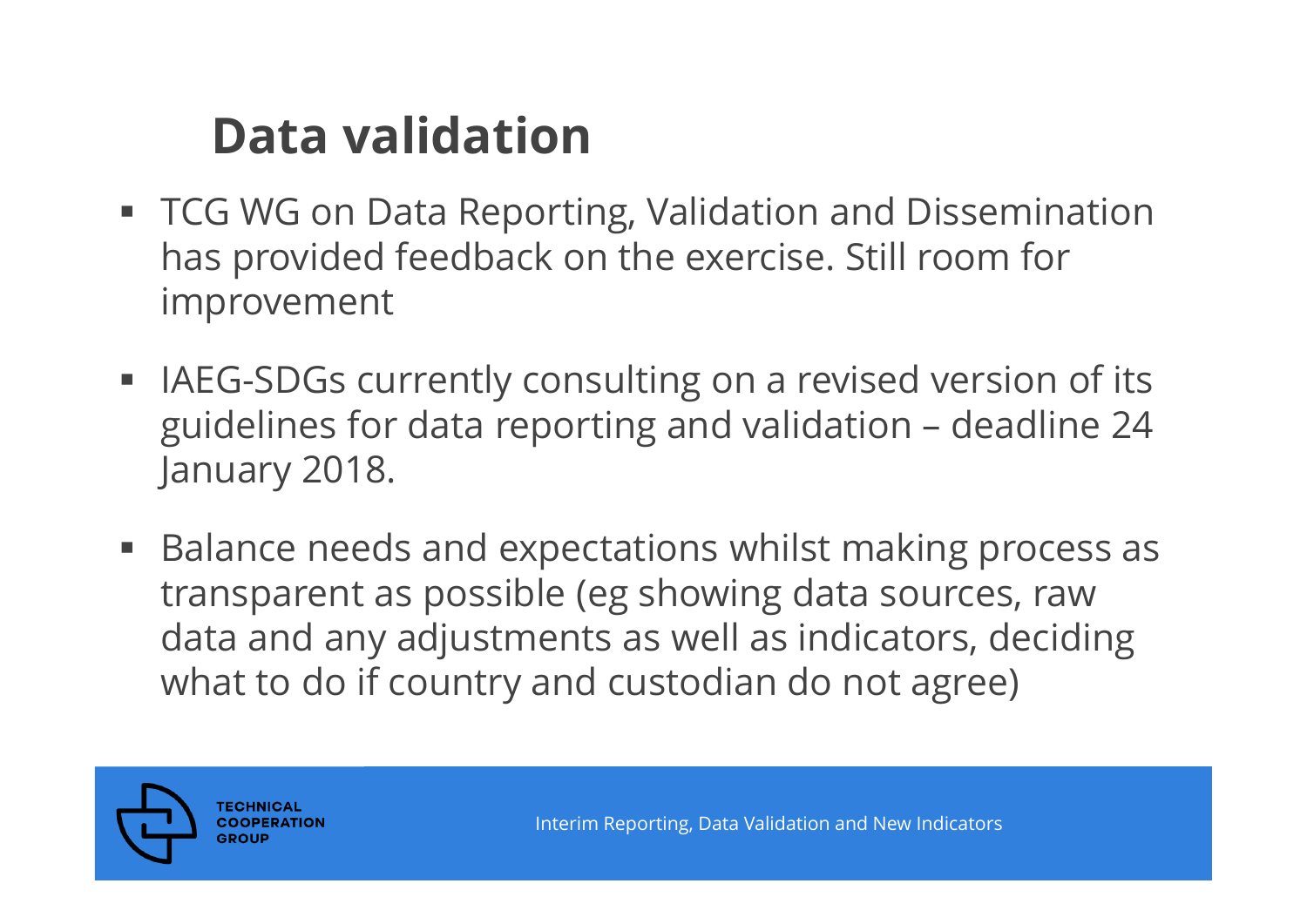# Data validation

- TCG WG on Data Reporting, Validation and Dissemination has provided feedback on the exercise. Still room for improvement
- IAEG-SDGs currently consulting on a revised version of its guidelines for data reporting and validation – deadline 24 January 2018.
- Balance needs and expectations whilst making process as transparent as possible (eg showing data sources, raw data and any adjustments as well as indicators, deciding what to do if country and custodian do not agree)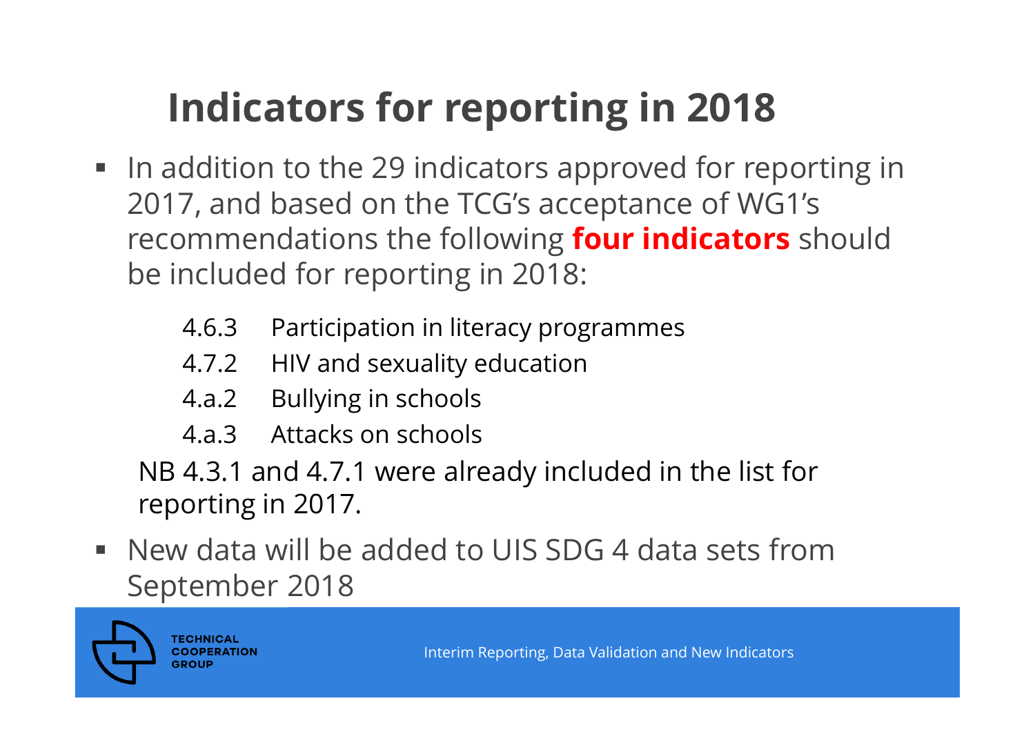# Indicators for reporting in 2018

- In addition to the 29 indicators approved for reporting in 2017, and based on the TCG's acceptance of WG1's recommendations the following **four indicators** should be included for reporting in 2018:

  4.6.3 Participation in literacy programmes
  4.7.2 HIV and sexuality education
  4.a.2 Bullying in schools
  4.a.3 Attacks on schools

  NB 4.3.1 and 4.7.1 were already included in the list for reporting in 2017.

- New data will be added to UIS SDG 4 data sets from September 2018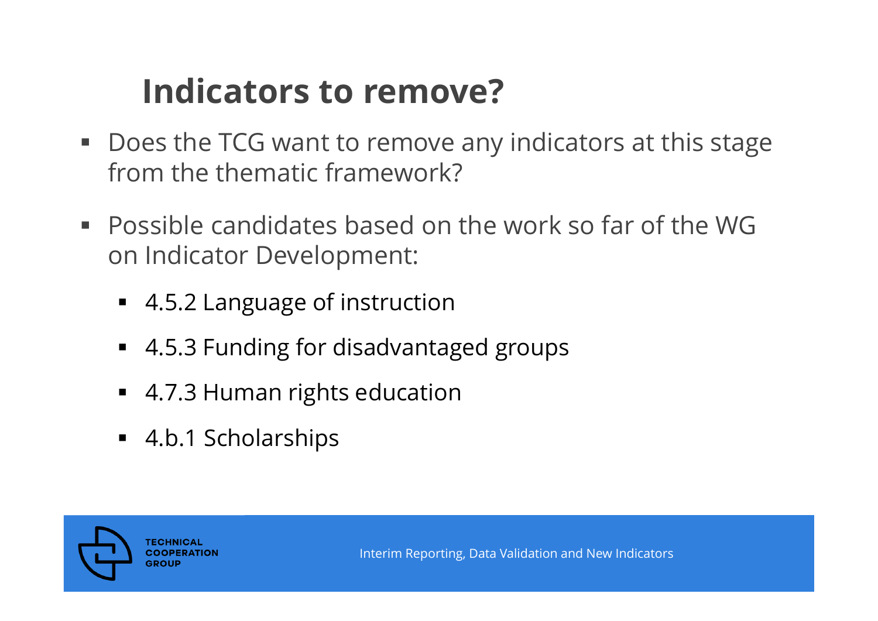# Indicators to remove?

- Does the TCG want to remove any indicators at this stage from the thematic framework?
- Possible candidates based on the work so far of the WG on Indicator Development:
  - 4.5.2 Language of instruction
  - 4.5.3 Funding for disadvantaged groups
  - 4.7.3 Human rights education
  - 4.b.1 Scholarships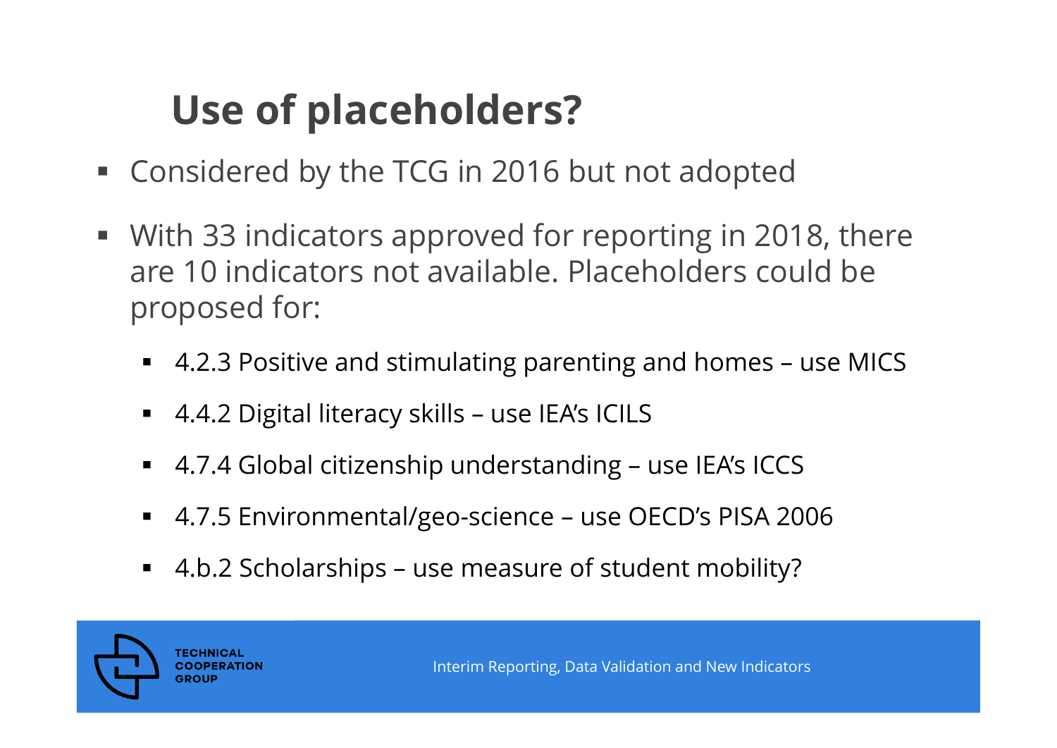# Use of placeholders?

- Considered by the TCG in 2016 but not adopted
- With 33 indicators approved for reporting in 2018, there are 10 indicators not available. Placeholders could be proposed for:
  - 4.2.3 Positive and stimulating parenting and homes – use MICS
  - 4.4.2 Digital literacy skills – use IEA's ICILS
  - 4.7.4 Global citizenship understanding – use IEA's ICCS
  - 4.7.5 Environmental/geo-science – use OECD's PISA 2006
  - 4.b.2 Scholarships – use measure of student mobility?